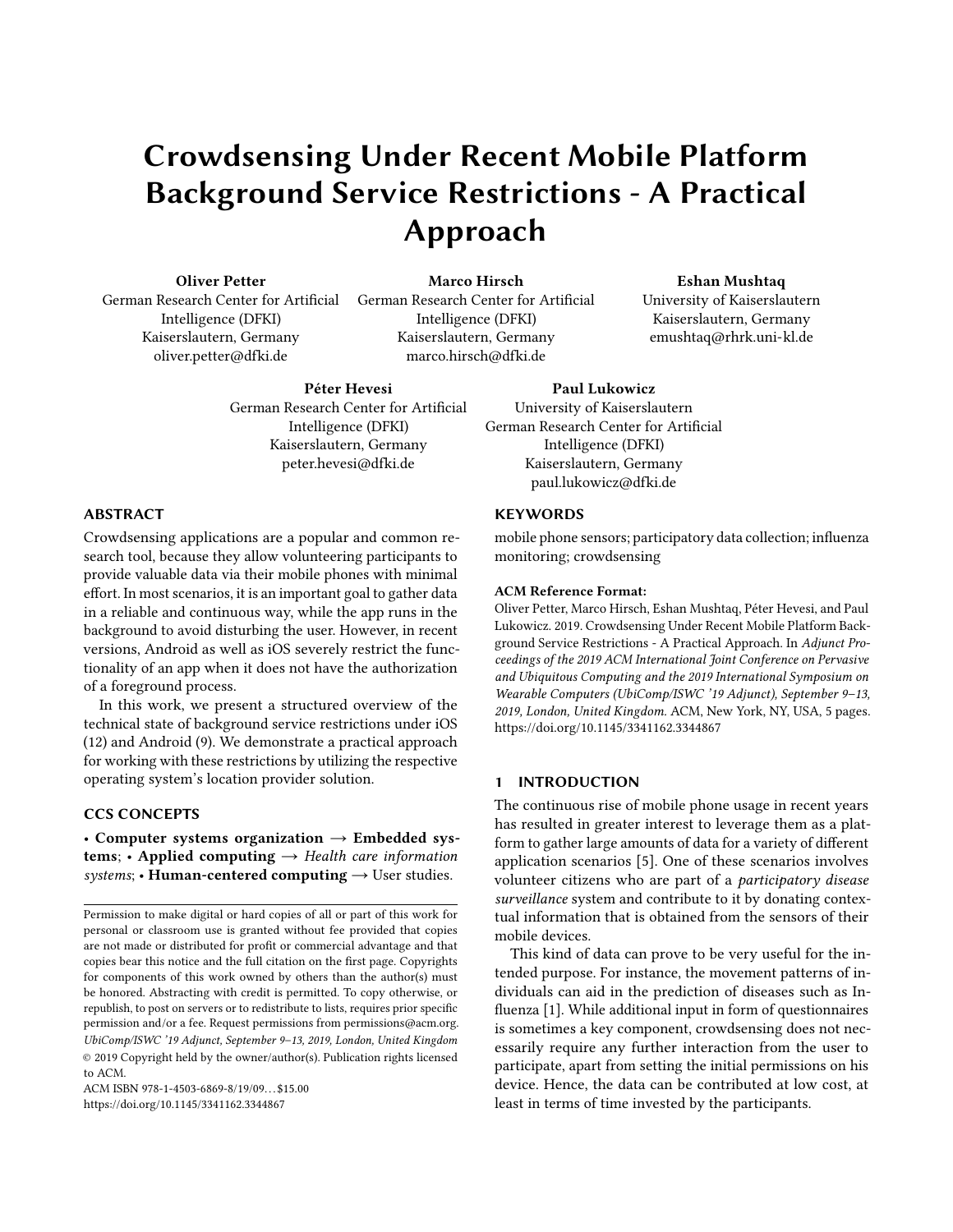# Crowdsensing Under Recent Mobile Platform Background Service Restrictions - A Practical Approach

**Oliver Petter**
German Research Center for Artificial Intelligence (DFKI)
Kaiserslautern, Germany
oliver.petter@dfki.de

**Marco Hirsch**
German Research Center for Artificial Intelligence (DFKI)
Kaiserslautern, Germany
marco.hirsch@dfki.de

**Eshan Mushtaq**
University of Kaiserslautern
Kaiserslautern, Germany
emushtaq@rhrk.uni-kl.de

**Péter Hevesi**
German Research Center for Artificial Intelligence (DFKI)
Kaiserslautern, Germany
peter.hevesi@dfki.de

**Paul Lukowicz**
University of Kaiserslautern
German Research Center for Artificial Intelligence (DFKI)
Kaiserslautern, Germany
paul.lukowicz@dfki.de

## ABSTRACT

Crowdsensing applications are a popular and common research tool, because they allow volunteering participants to provide valuable data via their mobile phones with minimal effort. In most scenarios, it is an important goal to gather data in a reliable and continuous way, while the app runs in the background to avoid disturbing the user. However, in recent versions, Android as well as iOS severely restrict the functionality of an app when it does not have the authorization of a foreground process.

In this work, we present a structured overview of the technical state of background service restrictions under iOS (12) and Android (9). We demonstrate a practical approach for working with these restrictions by utilizing the respective operating system's location provider solution.

## CCS CONCEPTS

• **Computer systems organization** → **Embedded systems**; • **Applied computing** → *Health care information systems*; • **Human-centered computing** → User studies.

## KEYWORDS

mobile phone sensors; participatory data collection; influenza monitoring; crowdsensing

**ACM Reference Format:**
Oliver Petter, Marco Hirsch, Eshan Mushtaq, Péter Hevesi, and Paul Lukowicz. 2019. Crowdsensing Under Recent Mobile Platform Background Service Restrictions - A Practical Approach. In *Adjunct Proceedings of the 2019 ACM International Joint Conference on Pervasive and Ubiquitous Computing and the 2019 International Symposium on Wearable Computers (UbiComp/ISWC '19 Adjunct), September 9–13, 2019, London, United Kingdom.* ACM, New York, NY, USA, 5 pages. https://doi.org/10.1145/3341162.3344867

Permission to make digital or hard copies of all or part of this work for personal or classroom use is granted without fee provided that copies are not made or distributed for profit or commercial advantage and that copies bear this notice and the full citation on the first page. Copyrights for components of this work owned by others than the author(s) must be honored. Abstracting with credit is permitted. To copy otherwise, or republish, to post on servers or to redistribute to lists, requires prior specific permission and/or a fee. Request permissions from permissions@acm.org.
*UbiComp/ISWC '19 Adjunct, September 9–13, 2019, London, United Kingdom*
© 2019 Copyright held by the owner/author(s). Publication rights licensed to ACM.
ACM ISBN 978-1-4503-6869-8/19/09…$15.00
https://doi.org/10.1145/3341162.3344867

## 1 INTRODUCTION

The continuous rise of mobile phone usage in recent years has resulted in greater interest to leverage them as a platform to gather large amounts of data for a variety of different application scenarios [5]. One of these scenarios involves volunteer citizens who are part of a *participatory disease surveillance* system and contribute to it by donating contextual information that is obtained from the sensors of their mobile devices.

This kind of data can prove to be very useful for the intended purpose. For instance, the movement patterns of individuals can aid in the prediction of diseases such as Influenza [1]. While additional input in form of questionnaires is sometimes a key component, crowdsensing does not necessarily require any further interaction from the user to participate, apart from setting the initial permissions on his device. Hence, the data can be contributed at low cost, at least in terms of time invested by the participants.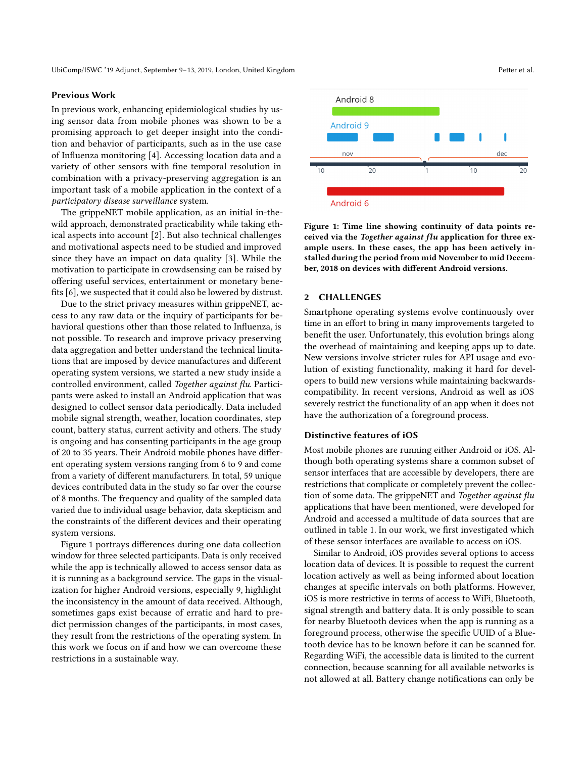### Previous Work

In previous work, enhancing epidemiological studies by using sensor data from mobile phones was shown to be a promising approach to get deeper insight into the condition and behavior of participants, such as in the use case of Influenza monitoring [4]. Accessing location data and a variety of other sensors with fine temporal resolution in combination with a privacy-preserving aggregation is an important task of a mobile application in the context of a *participatory disease surveillance* system.

The grippeNET mobile application, as an initial in-the-wild approach, demonstrated practicability while taking ethical aspects into account [2]. But also technical challenges and motivational aspects need to be studied and improved since they have an impact on data quality [3]. While the motivation to participate in crowdsensing can be raised by offering useful services, entertainment or monetary benefits [6], we suspected that it could also be lowered by distrust.

Due to the strict privacy measures within grippeNET, access to any raw data or the inquiry of participants for behavioral questions other than those related to Influenza, is not possible. To research and improve privacy preserving data aggregation and better understand the technical limitations that are imposed by device manufactures and different operating system versions, we started a new study inside a controlled environment, called *Together against flu*. Participants were asked to install an Android application that was designed to collect sensor data periodically. Data included mobile signal strength, weather, location coordinates, step count, battery status, current activity and others. The study is ongoing and has consenting participants in the age group of 20 to 35 years. Their Android mobile phones have different operating system versions ranging from 6 to 9 and come from a variety of different manufacturers. In total, 59 unique devices contributed data in the study so far over the course of 8 months. The frequency and quality of the sampled data varied due to individual usage behavior, data skepticism and the constraints of the different devices and their operating system versions.

Figure 1 portrays differences during one data collection window for three selected participants. Data is only received while the app is technically allowed to access sensor data as it is running as a background service. The gaps in the visualization for higher Android versions, especially 9, highlight the inconsistency in the amount of data received. Although, sometimes gaps exist because of erratic and hard to predict permission changes of the participants, in most cases, they result from the restrictions of the operating system. In this work we focus on if and how we can overcome these restrictions in a sustainable way.

**Figure 1: Time line showing continuity of data points received via the *Together against flu* application for three example users. In these cases, the app has been actively installed during the period from mid November to mid December, 2018 on devices with different Android versions.**

## 2 CHALLENGES

Smartphone operating systems evolve continuously over time in an effort to bring in many improvements targeted to benefit the user. Unfortunately, this evolution brings along the overhead of maintaining and keeping apps up to date. New versions involve stricter rules for API usage and evolution of existing functionality, making it hard for developers to build new versions while maintaining backwards-compatibility. In recent versions, Android as well as iOS severely restrict the functionality of an app when it does not have the authorization of a foreground process.

### Distinctive features of iOS

Most mobile phones are running either Android or iOS. Although both operating systems share a common subset of sensor interfaces that are accessible by developers, there are restrictions that complicate or completely prevent the collection of some data. The grippeNET and *Together against flu* applications that have been mentioned, were developed for Android and accessed a multitude of data sources that are outlined in table 1. In our work, we first investigated which of these sensor interfaces are available to access on iOS.

Similar to Android, iOS provides several options to access location data of devices. It is possible to request the current location actively as well as being informed about location changes at specific intervals on both platforms. However, iOS is more restrictive in terms of access to WiFi, Bluetooth, signal strength and battery data. It is only possible to scan for nearby Bluetooth devices when the app is running as a foreground process, otherwise the specific UUID of a Bluetooth device has to be known before it can be scanned for. Regarding WiFi, the accessible data is limited to the current connection, because scanning for all available networks is not allowed at all. Battery change notifications can only be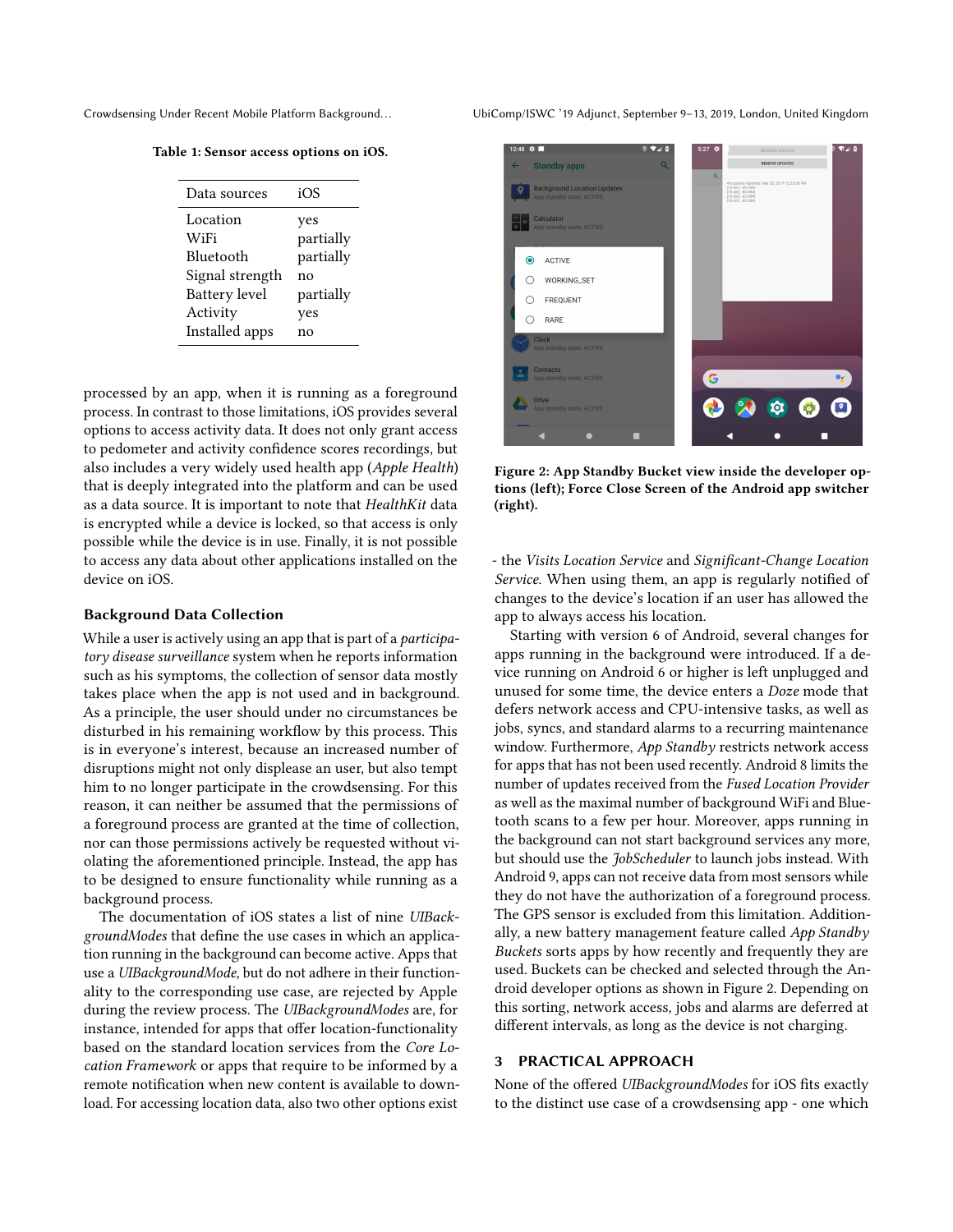Table 1: Sensor access options on iOS.

| Data sources | iOS |
|---|---|
| Location | yes |
| WiFi | partially |
| Bluetooth | partially |
| Signal strength | no |
| Battery level | partially |
| Activity | yes |
| Installed apps | no |

processed by an app, when it is running as a foreground process. In contrast to those limitations, iOS provides several options to access activity data. It does not only grant access to pedometer and activity confidence scores recordings, but also includes a very widely used health app (*Apple Health*) that is deeply integrated into the platform and can be used as a data source. It is important to note that *HealthKit* data is encrypted while a device is locked, so that access is only possible while the device is in use. Finally, it is not possible to access any data about other applications installed on the device on iOS.

### Background Data Collection

While a user is actively using an app that is part of a *participatory disease surveillance* system when he reports information such as his symptoms, the collection of sensor data mostly takes place when the app is not used and in background. As a principle, the user should under no circumstances be disturbed in his remaining workflow by this process. This is in everyone's interest, because an increased number of disruptions might not only displease an user, but also tempt him to no longer participate in the crowdsensing. For this reason, it can neither be assumed that the permissions of a foreground process are granted at the time of collection, nor can those permissions actively be requested without violating the aforementioned principle. Instead, the app has to be designed to ensure functionality while running as a background process.

The documentation of iOS states a list of nine *UIBackgroundModes* that define the use cases in which an application running in the background can become active. Apps that use a *UIBackgroundMode*, but do not adhere in their functionality to the corresponding use case, are rejected by Apple during the review process. The *UIBackgroundModes* are, for instance, intended for apps that offer location-functionality based on the standard location services from the *Core Location Framework* or apps that require to be informed by a remote notification when new content is available to download. For accessing location data, also two other options exist - the *Visits Location Service* and *Significant-Change Location Service*. When using them, an app is regularly notified of changes to the device's location if an user has allowed the app to always access his location.

Figure 2: App Standby Bucket view inside the developer options (left); Force Close Screen of the Android app switcher (right).

Starting with version 6 of Android, several changes for apps running in the background were introduced. If a device running on Android 6 or higher is left unplugged and unused for some time, the device enters a *Doze* mode that defers network access and CPU-intensive tasks, as well as jobs, syncs, and standard alarms to a recurring maintenance window. Furthermore, *App Standby* restricts network access for apps that has not been used recently. Android 8 limits the number of updates received from the *Fused Location Provider* as well as the maximal number of background WiFi and Bluetooth scans to a few per hour. Moreover, apps running in the background can not start background services any more, but should use the *JobScheduler* to launch jobs instead. With Android 9, apps can not receive data from most sensors while they do not have the authorization of a foreground process. The GPS sensor is excluded from this limitation. Additionally, a new battery management feature called *App Standby Buckets* sorts apps by how recently and frequently they are used. Buckets can be checked and selected through the Android developer options as shown in Figure 2. Depending on this sorting, network access, jobs and alarms are deferred at different intervals, as long as the device is not charging.

## 3 PRACTICAL APPROACH

None of the offered *UIBackgroundModes* for iOS fits exactly to the distinct use case of a crowdsensing app - one which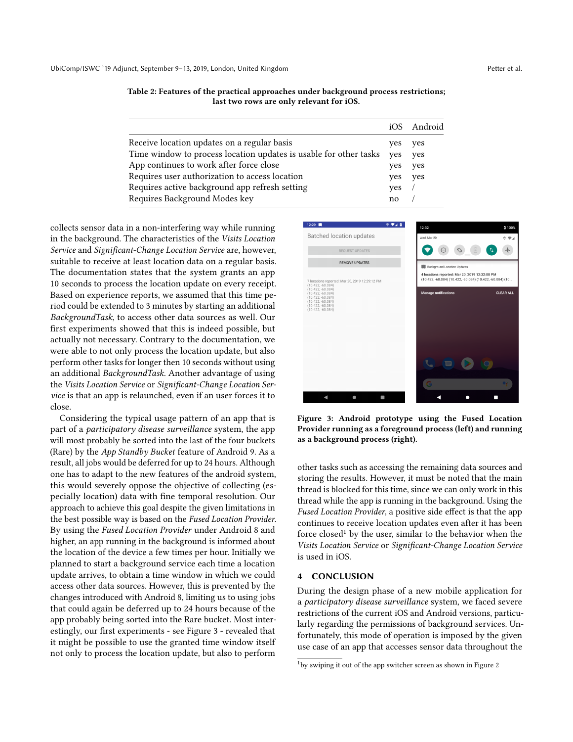Table 2: Features of the practical approaches under background process restrictions; last two rows are only relevant for iOS.

| | iOS | Android |
|---|---|---|
| Receive location updates on a regular basis | yes | yes |
| Time window to process location updates is usable for other tasks | yes | yes |
| App continues to work after force close | yes | yes |
| Requires user authorization to access location | yes | yes |
| Requires active background app refresh setting | yes | / |
| Requires Background Modes key | no | / |

collects sensor data in a non-interfering way while running in the background. The characteristics of the *Visits Location Service* and *Significant-Change Location Service* are, however, suitable to receive at least location data on a regular basis. The documentation states that the system grants an app 10 seconds to process the location update on every receipt. Based on experience reports, we assumed that this time period could be extended to 3 minutes by starting an additional *BackgroundTask*, to access other data sources as well. Our first experiments showed that this is indeed possible, but actually not necessary. Contrary to the documentation, we were able to not only process the location update, but also perform other tasks for longer then 10 seconds without using an additional *BackgroundTask*. Another advantage of using the *Visits Location Service* or *Significant-Change Location Service* is that an app is relaunched, even if an user forces it to close.

Considering the typical usage pattern of an app that is part of a *participatory disease surveillance* system, the app will most probably be sorted into the last of the four buckets (Rare) by the *App Standby Bucket* feature of Android 9. As a result, all jobs would be deferred for up to 24 hours. Although one has to adapt to the new features of the android system, this would severely oppose the objective of collecting (especially location) data with fine temporal resolution. Our approach to achieve this goal despite the given limitations in the best possible way is based on the *Fused Location Provider*. By using the *Fused Location Provider* under Android 8 and higher, an app running in the background is informed about the location of the device a few times per hour. Initially we planned to start a background service each time a location update arrives, to obtain a time window in which we could access other data sources. However, this is prevented by the changes introduced with Android 8, limiting us to using jobs that could again be deferred up to 24 hours because of the app probably being sorted into the Rare bucket. Most interestingly, our first experiments - see Figure 3 - revealed that it might be possible to use the granted time window itself not only to process the location update, but also to perform other tasks such as accessing the remaining data sources and storing the results. However, it must be noted that the main thread is blocked for this time, since we can only work in this thread while the app is running in the background. Using the *Fused Location Provider*, a positive side effect is that the app continues to receive location updates even after it has been force closed[1] by the user, similar to the behavior when the *Visits Location Service* or *Significant-Change Location Service* is used in iOS.

**Figure 3: Android prototype using the Fused Location Provider running as a foreground process (left) and running as a background process (right).**

## 4 CONCLUSION

During the design phase of a new mobile application for a *participatory disease surveillance* system, we faced severe restrictions of the current iOS and Android versions, particularly regarding the permissions of background services. Unfortunately, this mode of operation is imposed by the given use case of an app that accesses sensor data throughout the

[1] by swiping it out of the app switcher screen as shown in Figure 2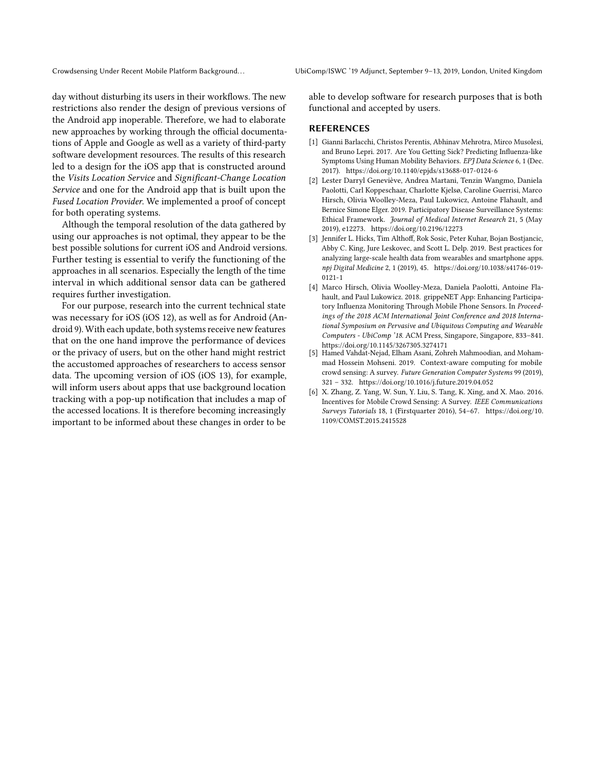day without disturbing its users in their workflows. The new restrictions also render the design of previous versions of the Android app inoperable. Therefore, we had to elaborate new approaches by working through the official documentations of Apple and Google as well as a variety of third-party software development resources. The results of this research led to a design for the iOS app that is constructed around the *Visits Location Service* and *Significant-Change Location Service* and one for the Android app that is built upon the *Fused Location Provider*. We implemented a proof of concept for both operating systems.

Although the temporal resolution of the data gathered by using our approaches is not optimal, they appear to be the best possible solutions for current iOS and Android versions. Further testing is essential to verify the functioning of the approaches in all scenarios. Especially the length of the time interval in which additional sensor data can be gathered requires further investigation.

For our purpose, research into the current technical state was necessary for iOS (iOS 12), as well as for Android (Android 9). With each update, both systems receive new features that on the one hand improve the performance of devices or the privacy of users, but on the other hand might restrict the accustomed approaches of researchers to access sensor data. The upcoming version of iOS (iOS 13), for example, will inform users about apps that use background location tracking with a pop-up notification that includes a map of the accessed locations. It is therefore becoming increasingly important to be informed about these changes in order to be able to develop software for research purposes that is both functional and accepted by users.

## REFERENCES

[1] Gianni Barlacchi, Christos Perentis, Abhinav Mehrotra, Mirco Musolesi, and Bruno Lepri. 2017. Are You Getting Sick? Predicting Influenza-like Symptoms Using Human Mobility Behaviors. *EPJ Data Science* 6, 1 (Dec. 2017). https://doi.org/10.1140/epjds/s13688-017-0124-6

[2] Lester Darryl Geneviève, Andrea Martani, Tenzin Wangmo, Daniela Paolotti, Carl Koppeschaar, Charlotte Kjelsø, Caroline Guerrisi, Marco Hirsch, Olivia Woolley-Meza, Paul Lukowicz, Antoine Flahault, and Bernice Simone Elger. 2019. Participatory Disease Surveillance Systems: Ethical Framework. *Journal of Medical Internet Research* 21, 5 (May 2019), e12273. https://doi.org/10.2196/12273

[3] Jennifer L. Hicks, Tim Althoff, Rok Sosic, Peter Kuhar, Bojan Bostjancic, Abby C. King, Jure Leskovec, and Scott L. Delp. 2019. Best practices for analyzing large-scale health data from wearables and smartphone apps. *npj Digital Medicine* 2, 1 (2019), 45. https://doi.org/10.1038/s41746-019-0121-1

[4] Marco Hirsch, Olivia Woolley-Meza, Daniela Paolotti, Antoine Flahault, and Paul Lukowicz. 2018. grippeNET App: Enhancing Participatory Influenza Monitoring Through Mobile Phone Sensors. In *Proceedings of the 2018 ACM International Joint Conference and 2018 International Symposium on Pervasive and Ubiquitous Computing and Wearable Computers - UbiComp '18*. ACM Press, Singapore, Singapore, 833–841. https://doi.org/10.1145/3267305.3274171

[5] Hamed Vahdat-Nejad, Elham Asani, Zohreh Mahmoodian, and Mohammad Hossein Mohseni. 2019. Context-aware computing for mobile crowd sensing: A survey. *Future Generation Computer Systems* 99 (2019), 321 – 332. https://doi.org/10.1016/j.future.2019.04.052

[6] X. Zhang, Z. Yang, W. Sun, Y. Liu, S. Tang, K. Xing, and X. Mao. 2016. Incentives for Mobile Crowd Sensing: A Survey. *IEEE Communications Surveys Tutorials* 18, 1 (Firstquarter 2016), 54–67. https://doi.org/10.1109/COMST.2015.2415528